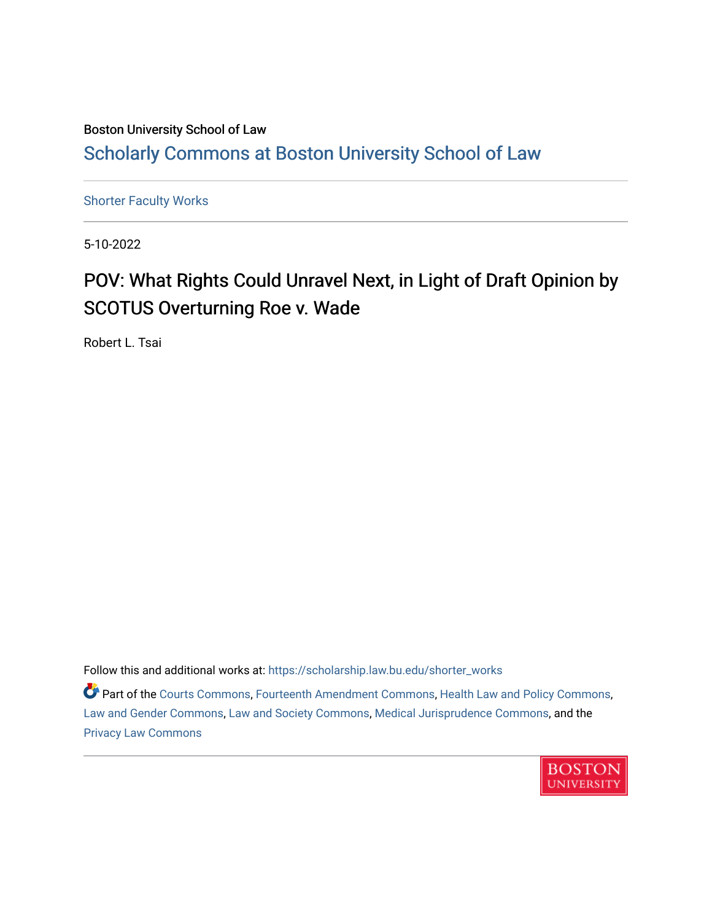Boston University School of Law

## Scholarly Commons at Boston University School of Law

Shorter Faculty Works

5-10-2022

# POV: What Rights Could Unravel Next, in Light of Draft Opinion by SCOTUS Overturning Roe v. Wade

Robert L. Tsai

Follow this and additional works at: https://scholarship.law.bu.edu/shorter_works

Part of the Courts Commons, Fourteenth Amendment Commons, Health Law and Policy Commons, Law and Gender Commons, Law and Society Commons, Medical Jurisprudence Commons, and the Privacy Law Commons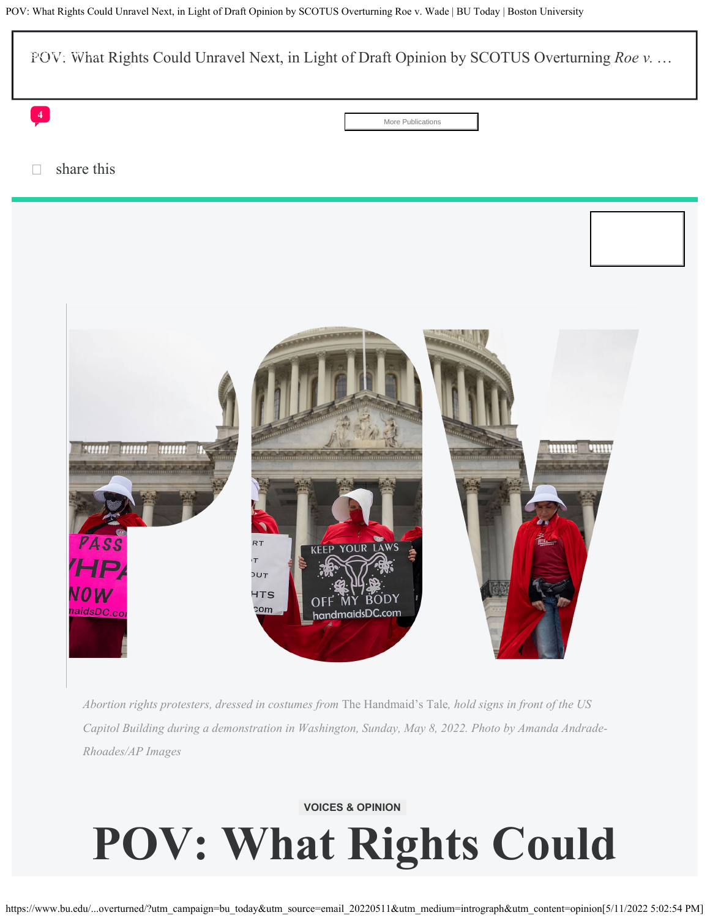POV: What Rights Could Unravel Next, in Light of Draft Opinion by SCOTUS Overturning *Roe v.* …

4

More Publications

share this

*Abortion rights protesters, dressed in costumes from* The Handmaid's Tale*, hold signs in front of the US Capitol Building during a demonstration in Washington, Sunday, May 8, 2022. Photo by Amanda Andrade-Rhoades/AP Images*

VOICES & OPINION

# POV: What Rights Could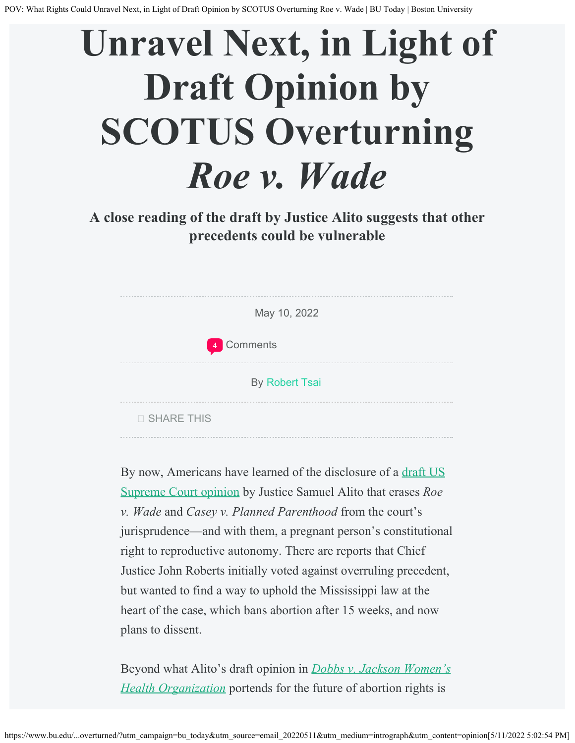# Unravel Next, in Light of Draft Opinion by SCOTUS Overturning *Roe v. Wade*

**A close reading of the draft by Justice Alito suggests that other precedents could be vulnerable**

May 10, 2022

4 Comments

By Robert Tsai

SHARE THIS

By now, Americans have learned of the disclosure of a draft US Supreme Court opinion by Justice Samuel Alito that erases *Roe v. Wade* and *Casey v. Planned Parenthood* from the court's jurisprudence—and with them, a pregnant person's constitutional right to reproductive autonomy. There are reports that Chief Justice John Roberts initially voted against overruling precedent, but wanted to find a way to uphold the Mississippi law at the heart of the case, which bans abortion after 15 weeks, and now plans to dissent.

Beyond what Alito's draft opinion in *Dobbs v. Jackson Women's Health Organization* portends for the future of abortion rights is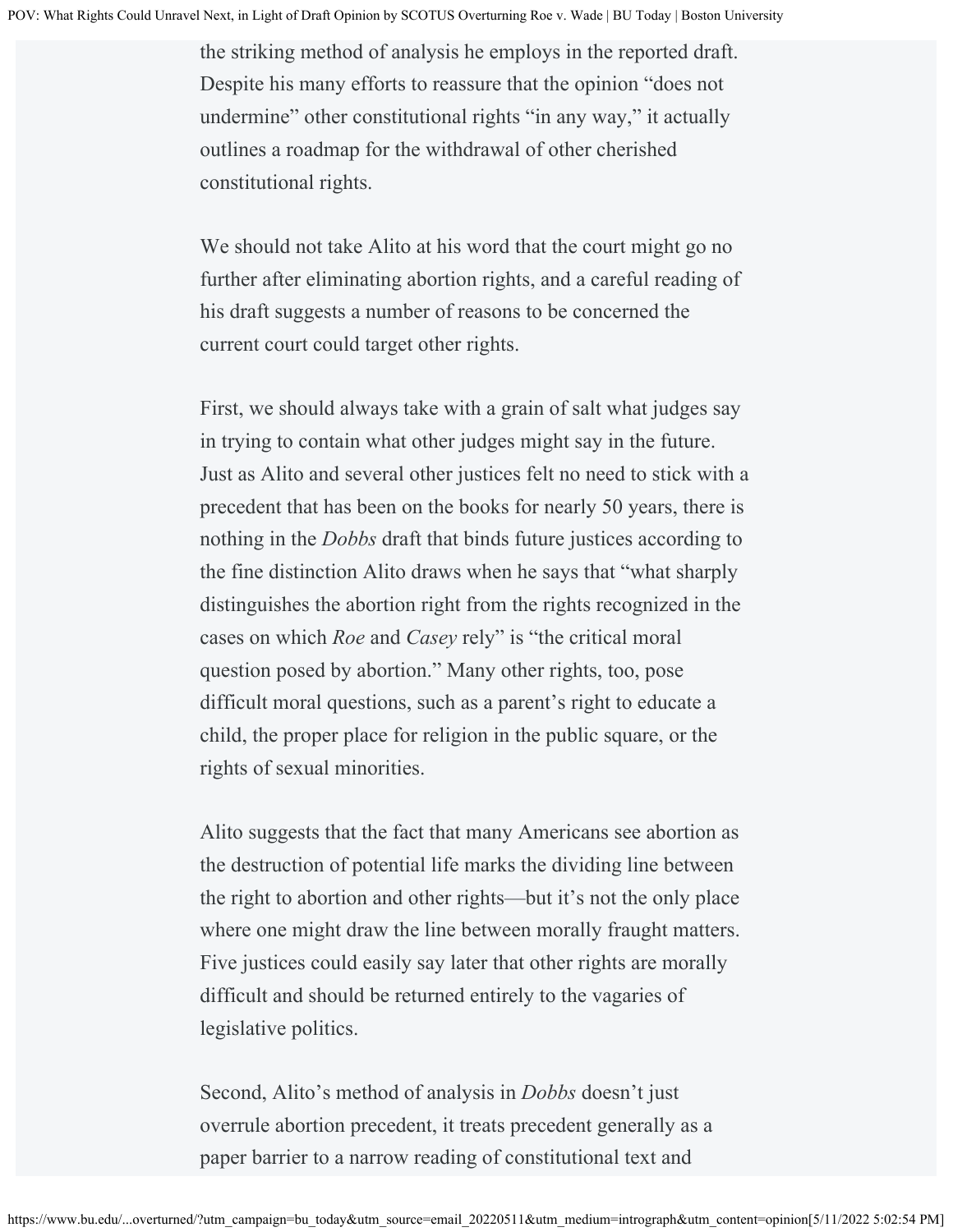the striking method of analysis he employs in the reported draft. Despite his many efforts to reassure that the opinion "does not undermine" other constitutional rights "in any way," it actually outlines a roadmap for the withdrawal of other cherished constitutional rights.

We should not take Alito at his word that the court might go no further after eliminating abortion rights, and a careful reading of his draft suggests a number of reasons to be concerned the current court could target other rights.

First, we should always take with a grain of salt what judges say in trying to contain what other judges might say in the future. Just as Alito and several other justices felt no need to stick with a precedent that has been on the books for nearly 50 years, there is nothing in the *Dobbs* draft that binds future justices according to the fine distinction Alito draws when he says that "what sharply distinguishes the abortion right from the rights recognized in the cases on which *Roe* and *Casey* rely" is "the critical moral question posed by abortion." Many other rights, too, pose difficult moral questions, such as a parent's right to educate a child, the proper place for religion in the public square, or the rights of sexual minorities.

Alito suggests that the fact that many Americans see abortion as the destruction of potential life marks the dividing line between the right to abortion and other rights—but it's not the only place where one might draw the line between morally fraught matters. Five justices could easily say later that other rights are morally difficult and should be returned entirely to the vagaries of legislative politics.

Second, Alito's method of analysis in *Dobbs* doesn't just overrule abortion precedent, it treats precedent generally as a paper barrier to a narrow reading of constitutional text and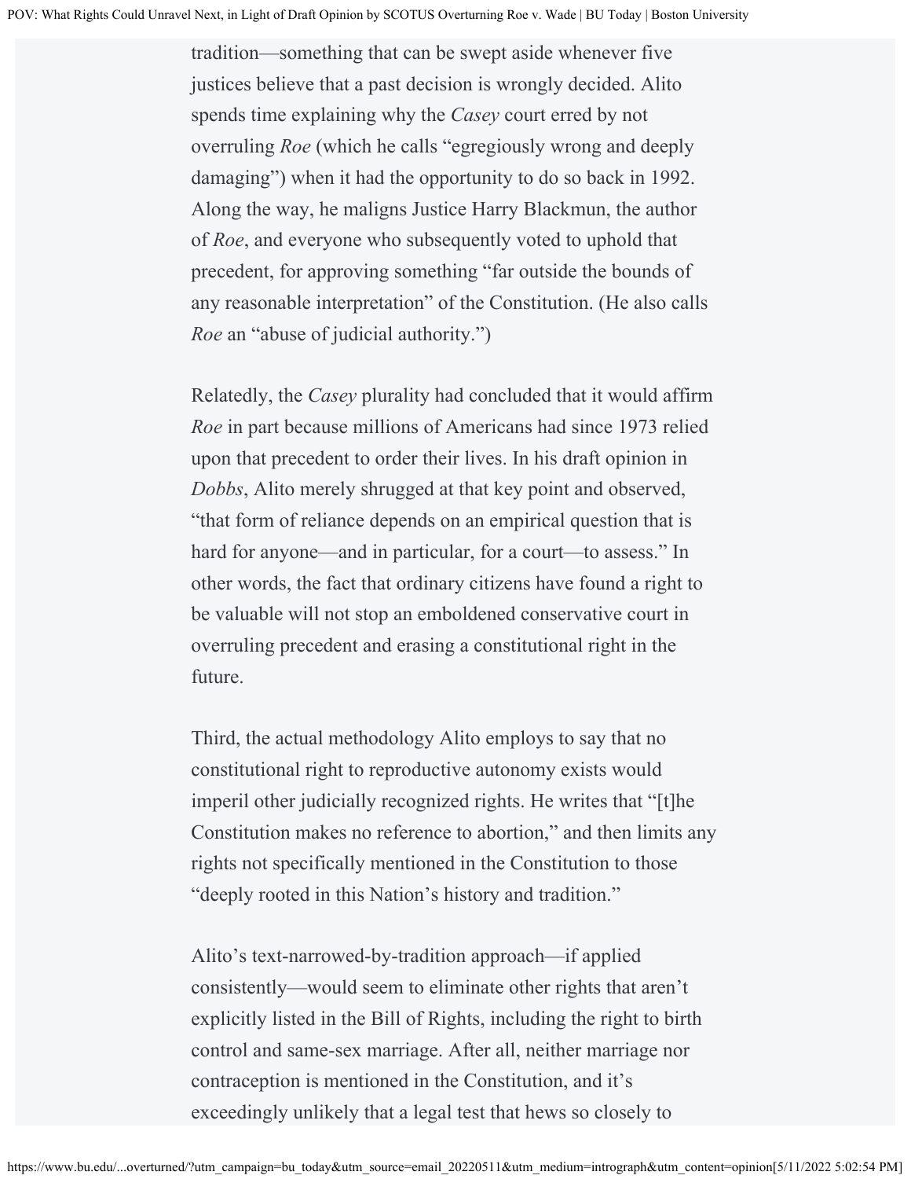tradition—something that can be swept aside whenever five justices believe that a past decision is wrongly decided. Alito spends time explaining why the *Casey* court erred by not overruling *Roe* (which he calls "egregiously wrong and deeply damaging") when it had the opportunity to do so back in 1992. Along the way, he maligns Justice Harry Blackmun, the author of *Roe*, and everyone who subsequently voted to uphold that precedent, for approving something "far outside the bounds of any reasonable interpretation" of the Constitution. (He also calls *Roe* an "abuse of judicial authority.")

Relatedly, the *Casey* plurality had concluded that it would affirm *Roe* in part because millions of Americans had since 1973 relied upon that precedent to order their lives. In his draft opinion in *Dobbs*, Alito merely shrugged at that key point and observed, "that form of reliance depends on an empirical question that is hard for anyone—and in particular, for a court—to assess." In other words, the fact that ordinary citizens have found a right to be valuable will not stop an emboldened conservative court in overruling precedent and erasing a constitutional right in the future.

Third, the actual methodology Alito employs to say that no constitutional right to reproductive autonomy exists would imperil other judicially recognized rights. He writes that "[t]he Constitution makes no reference to abortion," and then limits any rights not specifically mentioned in the Constitution to those "deeply rooted in this Nation's history and tradition."

Alito's text-narrowed-by-tradition approach—if applied consistently—would seem to eliminate other rights that aren't explicitly listed in the Bill of Rights, including the right to birth control and same-sex marriage. After all, neither marriage nor contraception is mentioned in the Constitution, and it's exceedingly unlikely that a legal test that hews so closely to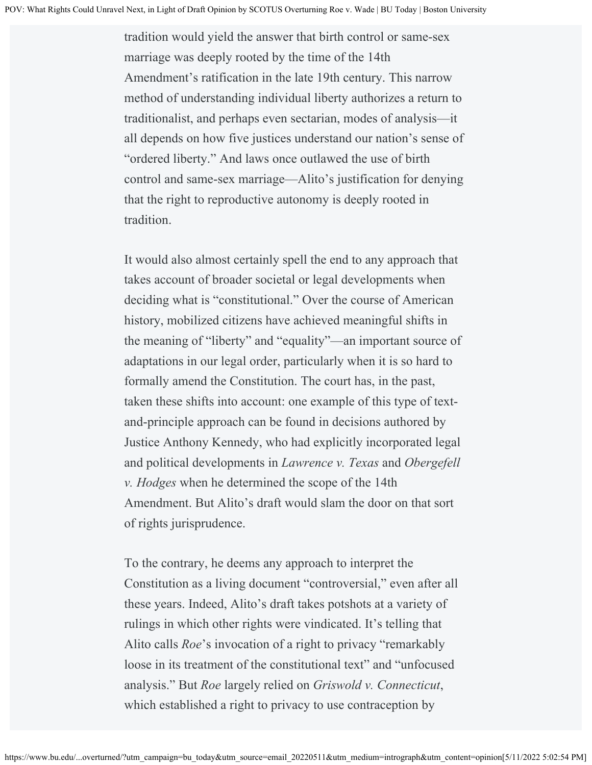tradition would yield the answer that birth control or same-sex marriage was deeply rooted by the time of the 14th Amendment's ratification in the late 19th century. This narrow method of understanding individual liberty authorizes a return to traditionalist, and perhaps even sectarian, modes of analysis—it all depends on how five justices understand our nation's sense of "ordered liberty." And laws once outlawed the use of birth control and same-sex marriage—Alito's justification for denying that the right to reproductive autonomy is deeply rooted in tradition.

It would also almost certainly spell the end to any approach that takes account of broader societal or legal developments when deciding what is "constitutional." Over the course of American history, mobilized citizens have achieved meaningful shifts in the meaning of "liberty" and "equality"—an important source of adaptations in our legal order, particularly when it is so hard to formally amend the Constitution. The court has, in the past, taken these shifts into account: one example of this type of text-and-principle approach can be found in decisions authored by Justice Anthony Kennedy, who had explicitly incorporated legal and political developments in *Lawrence v. Texas* and *Obergefell v. Hodges* when he determined the scope of the 14th Amendment. But Alito's draft would slam the door on that sort of rights jurisprudence.

To the contrary, he deems any approach to interpret the Constitution as a living document "controversial," even after all these years. Indeed, Alito's draft takes potshots at a variety of rulings in which other rights were vindicated. It's telling that Alito calls *Roe*'s invocation of a right to privacy "remarkably loose in its treatment of the constitutional text" and "unfocused analysis." But *Roe* largely relied on *Griswold v. Connecticut*, which established a right to privacy to use contraception by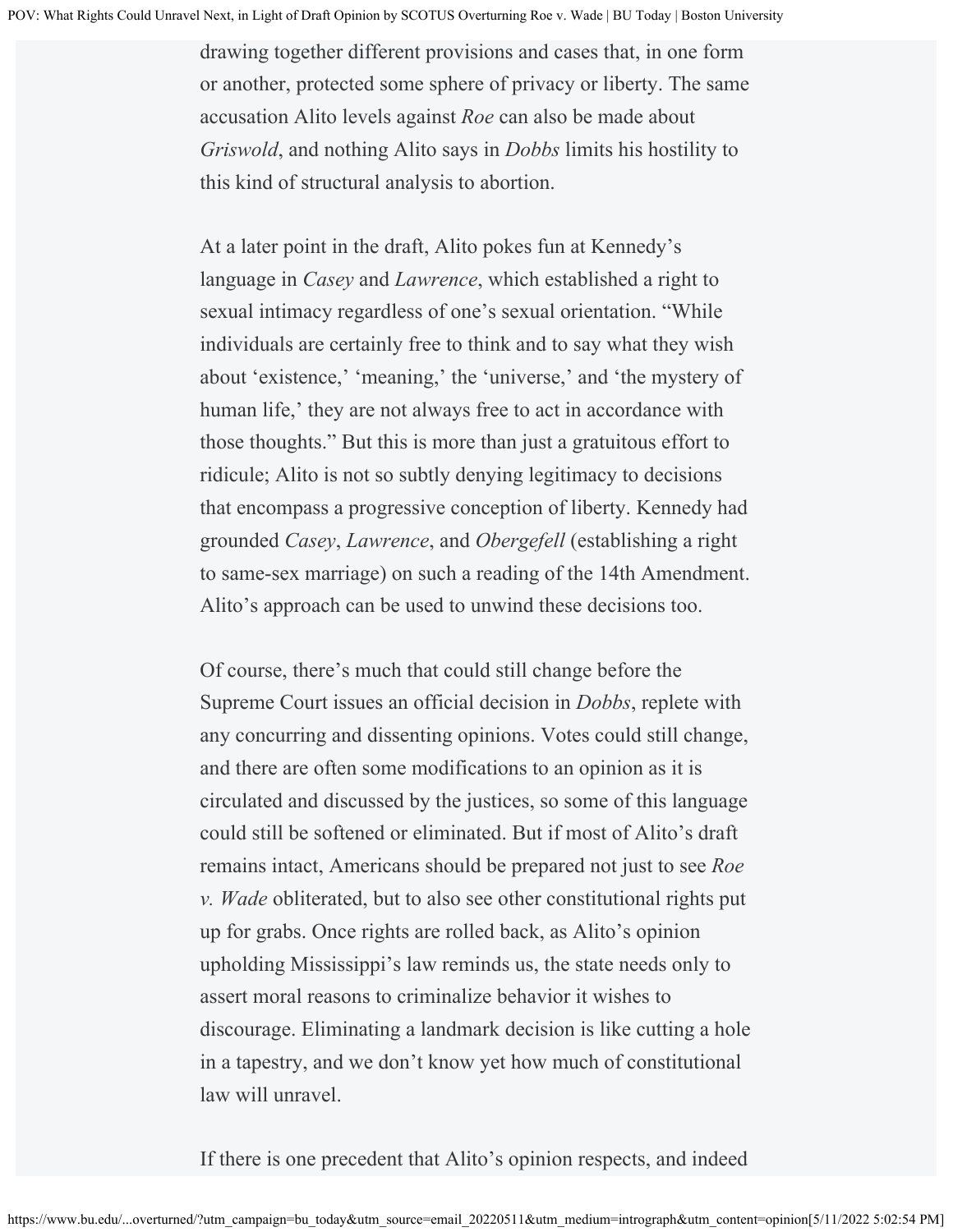drawing together different provisions and cases that, in one form or another, protected some sphere of privacy or liberty. The same accusation Alito levels against *Roe* can also be made about *Griswold*, and nothing Alito says in *Dobbs* limits his hostility to this kind of structural analysis to abortion.

At a later point in the draft, Alito pokes fun at Kennedy's language in *Casey* and *Lawrence*, which established a right to sexual intimacy regardless of one's sexual orientation. "While individuals are certainly free to think and to say what they wish about 'existence,' 'meaning,' the 'universe,' and 'the mystery of human life,' they are not always free to act in accordance with those thoughts." But this is more than just a gratuitous effort to ridicule; Alito is not so subtly denying legitimacy to decisions that encompass a progressive conception of liberty. Kennedy had grounded *Casey*, *Lawrence*, and *Obergefell* (establishing a right to same-sex marriage) on such a reading of the 14th Amendment. Alito's approach can be used to unwind these decisions too.

Of course, there's much that could still change before the Supreme Court issues an official decision in *Dobbs*, replete with any concurring and dissenting opinions. Votes could still change, and there are often some modifications to an opinion as it is circulated and discussed by the justices, so some of this language could still be softened or eliminated. But if most of Alito's draft remains intact, Americans should be prepared not just to see *Roe v. Wade* obliterated, but to also see other constitutional rights put up for grabs. Once rights are rolled back, as Alito's opinion upholding Mississippi's law reminds us, the state needs only to assert moral reasons to criminalize behavior it wishes to discourage. Eliminating a landmark decision is like cutting a hole in a tapestry, and we don't know yet how much of constitutional law will unravel.

If there is one precedent that Alito's opinion respects, and indeed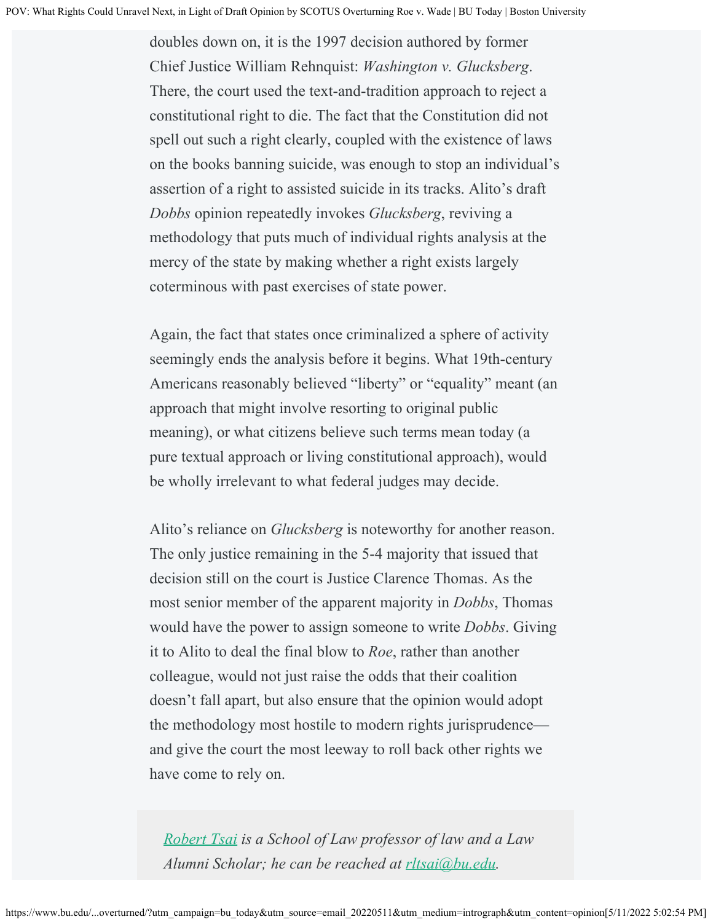doubles down on, it is the 1997 decision authored by former Chief Justice William Rehnquist: *Washington v. Glucksberg*. There, the court used the text-and-tradition approach to reject a constitutional right to die. The fact that the Constitution did not spell out such a right clearly, coupled with the existence of laws on the books banning suicide, was enough to stop an individual's assertion of a right to assisted suicide in its tracks. Alito's draft *Dobbs* opinion repeatedly invokes *Glucksberg*, reviving a methodology that puts much of individual rights analysis at the mercy of the state by making whether a right exists largely coterminous with past exercises of state power.

Again, the fact that states once criminalized a sphere of activity seemingly ends the analysis before it begins. What 19th-century Americans reasonably believed "liberty" or "equality" meant (an approach that might involve resorting to original public meaning), or what citizens believe such terms mean today (a pure textual approach or living constitutional approach), would be wholly irrelevant to what federal judges may decide.

Alito's reliance on *Glucksberg* is noteworthy for another reason. The only justice remaining in the 5-4 majority that issued that decision still on the court is Justice Clarence Thomas. As the most senior member of the apparent majority in *Dobbs*, Thomas would have the power to assign someone to write *Dobbs*. Giving it to Alito to deal the final blow to *Roe*, rather than another colleague, would not just raise the odds that their coalition doesn't fall apart, but also ensure that the opinion would adopt the methodology most hostile to modern rights jurisprudence—and give the court the most leeway to roll back other rights we have come to rely on.

*[Robert Tsai](https://www.bu.edu/) is a School of Law professor of law and a Law Alumni Scholar; he can be reached at [rltsai@bu.edu](mailto:rltsai@bu.edu).*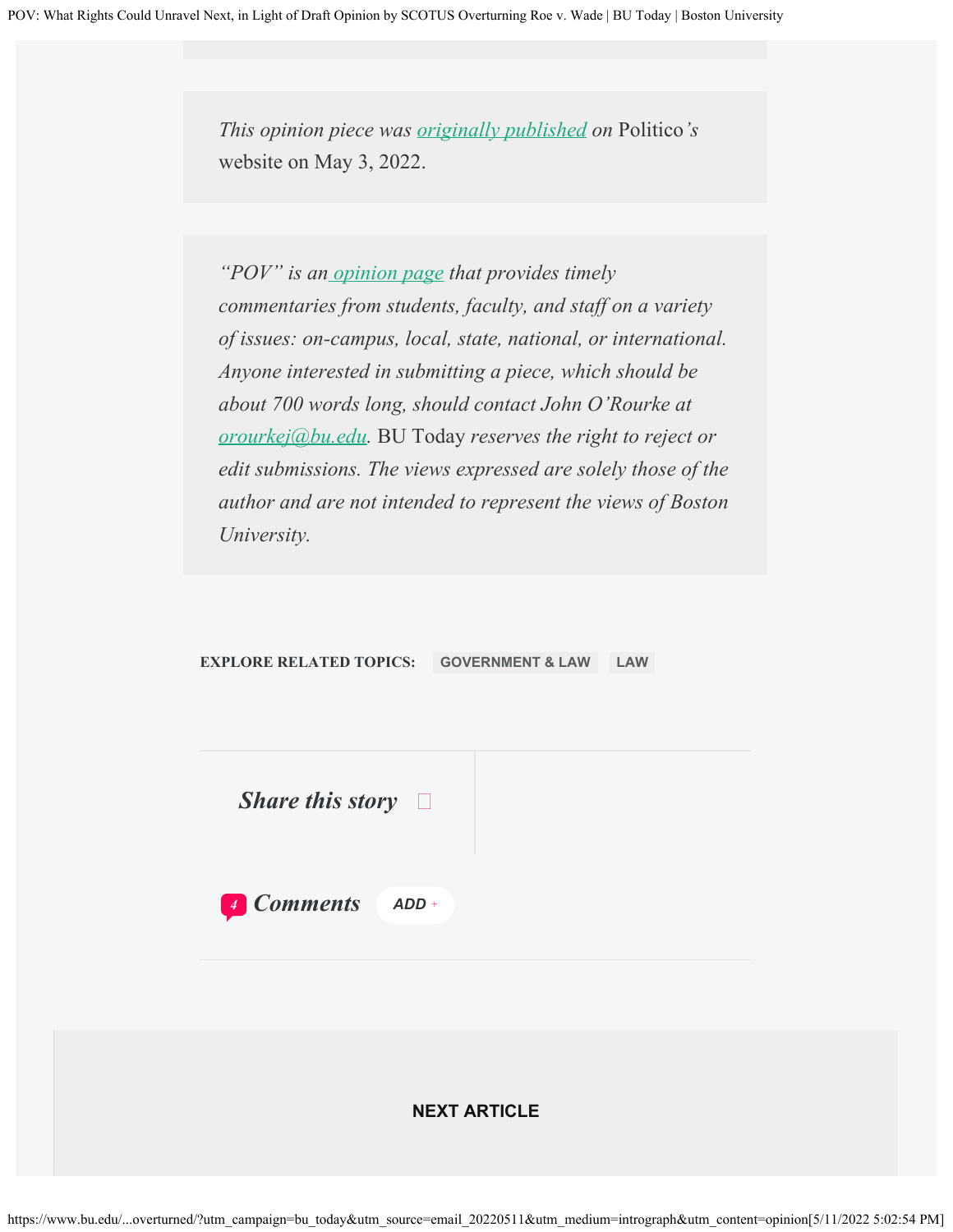*This opinion piece was [originally published](#) on* Politico*'s* website on May 3, 2022.

*"POV" is an [opinion page](#) that provides timely commentaries from students, faculty, and staff on a variety of issues: on-campus, local, state, national, or international. Anyone interested in submitting a piece, which should be about 700 words long, should contact John O'Rourke at [orourkej@bu.edu](mailto:orourkej@bu.edu).* BU Today *reserves the right to reject or edit submissions. The views expressed are solely those of the author and are not intended to represent the views of Boston University.*

**EXPLORE RELATED TOPICS:** GOVERNMENT & LAW LAW

***Share this story***

4 ***Comments*** ADD +

**NEXT ARTICLE**